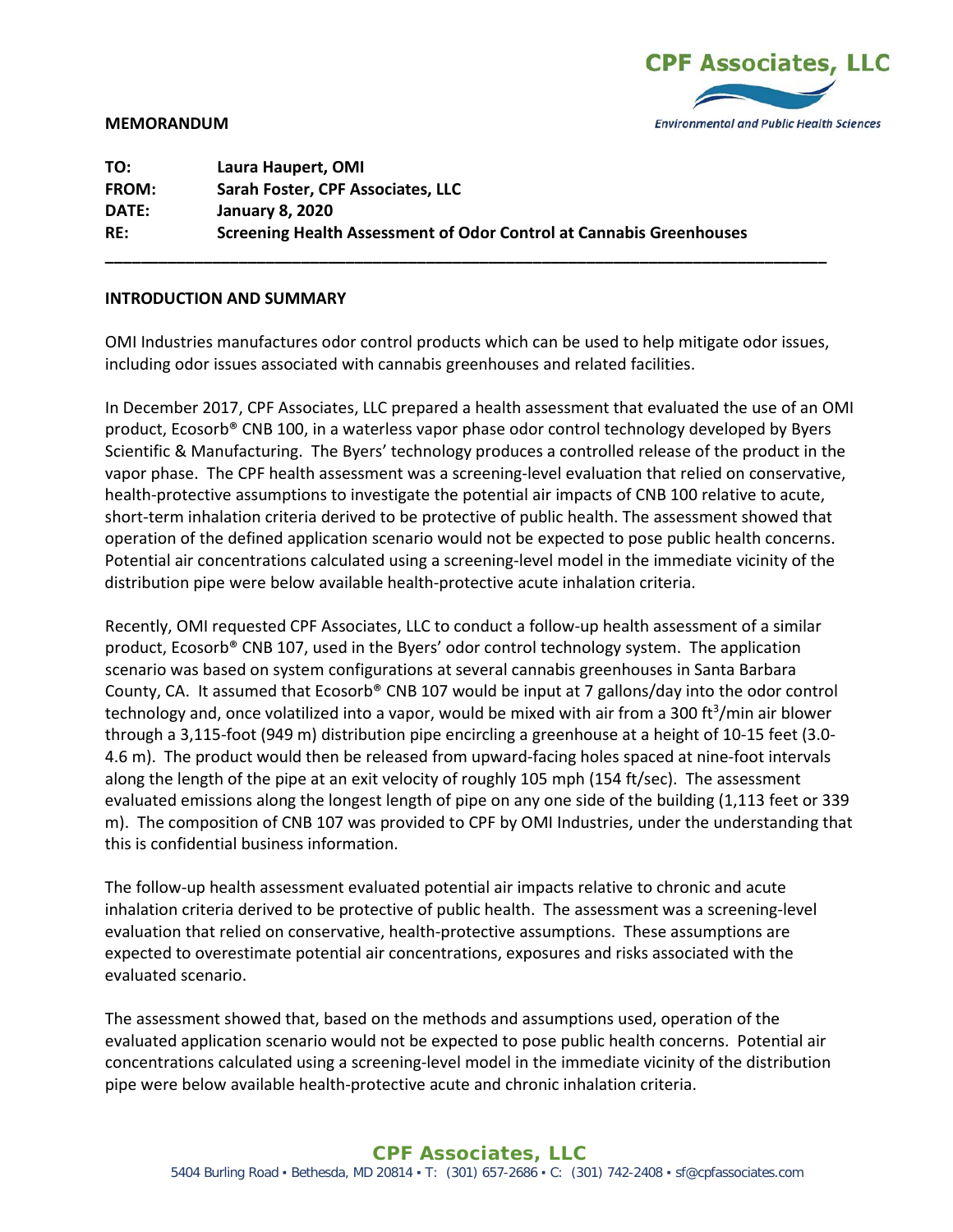CPF Associates, LLC

Environmental and Public Health Sciences

**MEMORANDUM**

| | |
|---|---|
| **TO:** | **Laura Haupert, OMI** |
| **FROM:** | **Sarah Foster, CPF Associates, LLC** |
| **DATE:** | **January 8, 2020** |
| **RE:** | **Screening Health Assessment of Odor Control at Cannabis Greenhouses** |

## INTRODUCTION AND SUMMARY

OMI Industries manufactures odor control products which can be used to help mitigate odor issues, including odor issues associated with cannabis greenhouses and related facilities.

In December 2017, CPF Associates, LLC prepared a health assessment that evaluated the use of an OMI product, Ecosorb® CNB 100, in a waterless vapor phase odor control technology developed by Byers Scientific & Manufacturing. The Byers' technology produces a controlled release of the product in the vapor phase. The CPF health assessment was a screening-level evaluation that relied on conservative, health-protective assumptions to investigate the potential air impacts of CNB 100 relative to acute, short-term inhalation criteria derived to be protective of public health. The assessment showed that operation of the defined application scenario would not be expected to pose public health concerns. Potential air concentrations calculated using a screening-level model in the immediate vicinity of the distribution pipe were below available health-protective acute inhalation criteria.

Recently, OMI requested CPF Associates, LLC to conduct a follow-up health assessment of a similar product, Ecosorb® CNB 107, used in the Byers' odor control technology system. The application scenario was based on system configurations at several cannabis greenhouses in Santa Barbara County, CA. It assumed that Ecosorb® CNB 107 would be input at 7 gallons/day into the odor control technology and, once volatilized into a vapor, would be mixed with air from a 300 $ft^3$/min air blower through a 3,115-foot (949 m) distribution pipe encircling a greenhouse at a height of 10-15 feet (3.0-4.6 m). The product would then be released from upward-facing holes spaced at nine-foot intervals along the length of the pipe at an exit velocity of roughly 105 mph (154 ft/sec). The assessment evaluated emissions along the longest length of pipe on any one side of the building (1,113 feet or 339 m). The composition of CNB 107 was provided to CPF by OMI Industries, under the understanding that this is confidential business information.

The follow-up health assessment evaluated potential air impacts relative to chronic and acute inhalation criteria derived to be protective of public health. The assessment was a screening-level evaluation that relied on conservative, health-protective assumptions. These assumptions are expected to overestimate potential air concentrations, exposures and risks associated with the evaluated scenario.

The assessment showed that, based on the methods and assumptions used, operation of the evaluated application scenario would not be expected to pose public health concerns. Potential air concentrations calculated using a screening-level model in the immediate vicinity of the distribution pipe were below available health-protective acute and chronic inhalation criteria.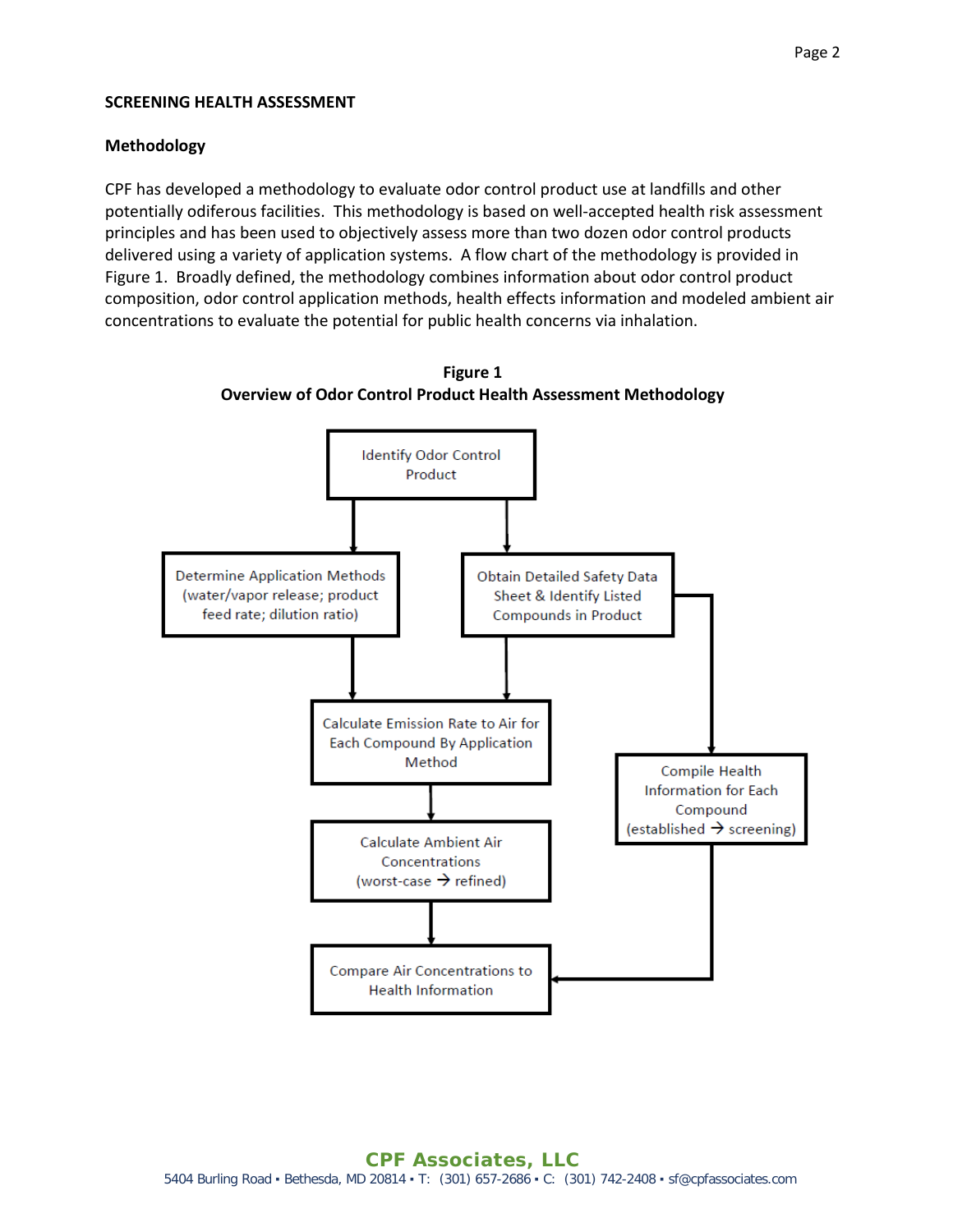**SCREENING HEALTH ASSESSMENT**

**Methodology**

CPF has developed a methodology to evaluate odor control product use at landfills and other potentially odiferous facilities. This methodology is based on well-accepted health risk assessment principles and has been used to objectively assess more than two dozen odor control products delivered using a variety of application systems. A flow chart of the methodology is provided in Figure 1. Broadly defined, the methodology combines information about odor control product composition, odor control application methods, health effects information and modeled ambient air concentrations to evaluate the potential for public health concerns via inhalation.

**Figure 1**
**Overview of Odor Control Product Health Assessment Methodology**

Identify Odor Control Product

Determine Application Methods (water/vapor release; product feed rate; dilution ratio)

Obtain Detailed Safety Data Sheet & Identify Listed Compounds in Product

Calculate Emission Rate to Air for Each Compound By Application Method

Compile Health Information for Each Compound (established → screening)

Calculate Ambient Air Concentrations (worst-case → refined)

Compare Air Concentrations to Health Information

CPF Associates, LLC
5404 Burling Road ▪ Bethesda, MD 20814 ▪ T: (301) 657-2686 ▪ C: (301) 742-2408 ▪ sf@cpfassociates.com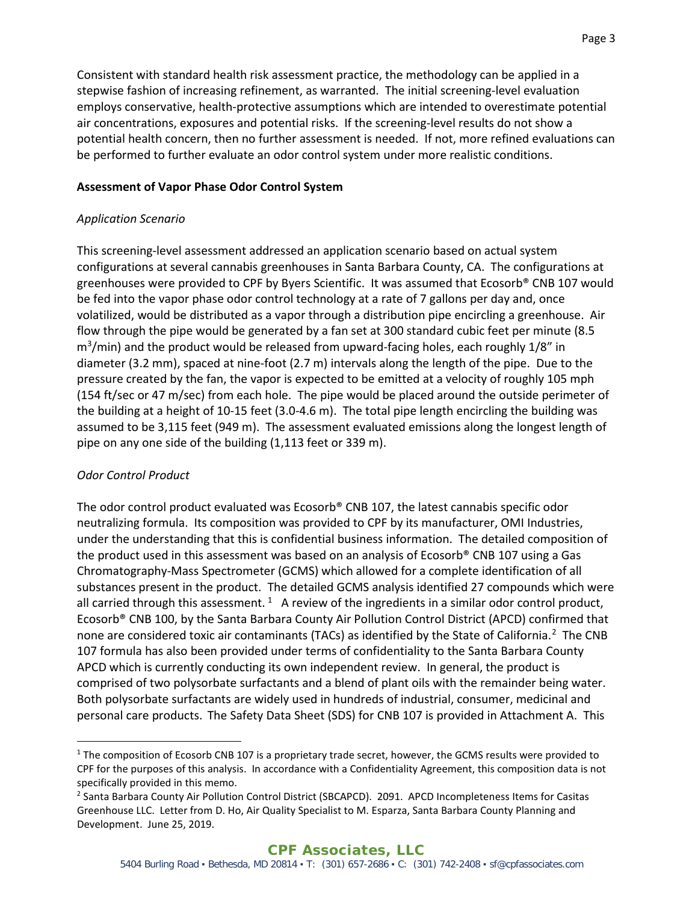Consistent with standard health risk assessment practice, the methodology can be applied in a stepwise fashion of increasing refinement, as warranted. The initial screening-level evaluation employs conservative, health-protective assumptions which are intended to overestimate potential air concentrations, exposures and potential risks. If the screening-level results do not show a potential health concern, then no further assessment is needed. If not, more refined evaluations can be performed to further evaluate an odor control system under more realistic conditions.

**Assessment of Vapor Phase Odor Control System**

*Application Scenario*

This screening-level assessment addressed an application scenario based on actual system configurations at several cannabis greenhouses in Santa Barbara County, CA. The configurations at greenhouses were provided to CPF by Byers Scientific. It was assumed that Ecosorb® CNB 107 would be fed into the vapor phase odor control technology at a rate of 7 gallons per day and, once volatilized, would be distributed as a vapor through a distribution pipe encircling a greenhouse. Air flow through the pipe would be generated by a fan set at 300 standard cubic feet per minute (8.5 $m^3$/min) and the product would be released from upward-facing holes, each roughly 1/8" in diameter (3.2 mm), spaced at nine-foot (2.7 m) intervals along the length of the pipe. Due to the pressure created by the fan, the vapor is expected to be emitted at a velocity of roughly 105 mph (154 ft/sec or 47 m/sec) from each hole. The pipe would be placed around the outside perimeter of the building at a height of 10-15 feet (3.0-4.6 m). The total pipe length encircling the building was assumed to be 3,115 feet (949 m). The assessment evaluated emissions along the longest length of pipe on any one side of the building (1,113 feet or 339 m).

*Odor Control Product*

The odor control product evaluated was Ecosorb® CNB 107, the latest cannabis specific odor neutralizing formula. Its composition was provided to CPF by its manufacturer, OMI Industries, under the understanding that this is confidential business information. The detailed composition of the product used in this assessment was based on an analysis of Ecosorb® CNB 107 using a Gas Chromatography-Mass Spectrometer (GCMS) which allowed for a complete identification of all substances present in the product. The detailed GCMS analysis identified 27 compounds which were all carried through this assessment.[1] A review of the ingredients in a similar odor control product, Ecosorb® CNB 100, by the Santa Barbara County Air Pollution Control District (APCD) confirmed that none are considered toxic air contaminants (TACs) as identified by the State of California.[2] The CNB 107 formula has also been provided under terms of confidentiality to the Santa Barbara County APCD which is currently conducting its own independent review. In general, the product is comprised of two polysorbate surfactants and a blend of plant oils with the remainder being water. Both polysorbate surfactants are widely used in hundreds of industrial, consumer, medicinal and personal care products. The Safety Data Sheet (SDS) for CNB 107 is provided in Attachment A. This

---

[1] The composition of Ecosorb CNB 107 is a proprietary trade secret, however, the GCMS results were provided to CPF for the purposes of this analysis. In accordance with a Confidentiality Agreement, this composition data is not specifically provided in this memo.

[2] Santa Barbara County Air Pollution Control District (SBCAPCD). 2091. APCD Incompleteness Items for Casitas Greenhouse LLC. Letter from D. Ho, Air Quality Specialist to M. Esparza, Santa Barbara County Planning and Development. June 25, 2019.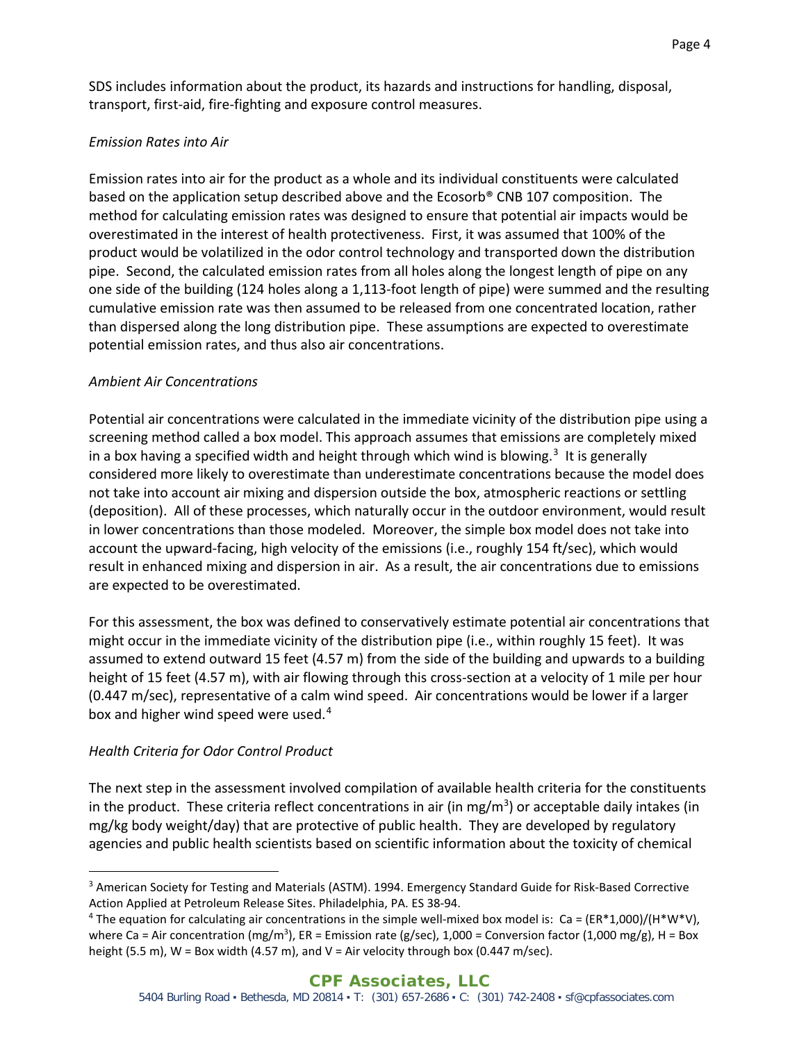SDS includes information about the product, its hazards and instructions for handling, disposal, transport, first-aid, fire-fighting and exposure control measures.

*Emission Rates into Air*

Emission rates into air for the product as a whole and its individual constituents were calculated based on the application setup described above and the Ecosorb® CNB 107 composition. The method for calculating emission rates was designed to ensure that potential air impacts would be overestimated in the interest of health protectiveness. First, it was assumed that 100% of the product would be volatilized in the odor control technology and transported down the distribution pipe. Second, the calculated emission rates from all holes along the longest length of pipe on any one side of the building (124 holes along a 1,113-foot length of pipe) were summed and the resulting cumulative emission rate was then assumed to be released from one concentrated location, rather than dispersed along the long distribution pipe. These assumptions are expected to overestimate potential emission rates, and thus also air concentrations.

*Ambient Air Concentrations*

Potential air concentrations were calculated in the immediate vicinity of the distribution pipe using a screening method called a box model. This approach assumes that emissions are completely mixed in a box having a specified width and height through which wind is blowing.[3] It is generally considered more likely to overestimate than underestimate concentrations because the model does not take into account air mixing and dispersion outside the box, atmospheric reactions or settling (deposition). All of these processes, which naturally occur in the outdoor environment, would result in lower concentrations than those modeled. Moreover, the simple box model does not take into account the upward-facing, high velocity of the emissions (i.e., roughly 154 ft/sec), which would result in enhanced mixing and dispersion in air. As a result, the air concentrations due to emissions are expected to be overestimated.

For this assessment, the box was defined to conservatively estimate potential air concentrations that might occur in the immediate vicinity of the distribution pipe (i.e., within roughly 15 feet). It was assumed to extend outward 15 feet (4.57 m) from the side of the building and upwards to a building height of 15 feet (4.57 m), with air flowing through this cross-section at a velocity of 1 mile per hour (0.447 m/sec), representative of a calm wind speed. Air concentrations would be lower if a larger box and higher wind speed were used.[4]

*Health Criteria for Odor Control Product*

The next step in the assessment involved compilation of available health criteria for the constituents in the product. These criteria reflect concentrations in air (in $mg/m^3$) or acceptable daily intakes (in mg/kg body weight/day) that are protective of public health. They are developed by regulatory agencies and public health scientists based on scientific information about the toxicity of chemical

---

[3] American Society for Testing and Materials (ASTM). 1994. Emergency Standard Guide for Risk-Based Corrective Action Applied at Petroleum Release Sites. Philadelphia, PA. ES 38-94.

[4] The equation for calculating air concentrations in the simple well-mixed box model is: $Ca = (ER*1{,}000)/(H*W*V)$, where Ca = Air concentration ($mg/m^3$), ER = Emission rate (g/sec), 1,000 = Conversion factor (1,000 mg/g), H = Box height (5.5 m), W = Box width (4.57 m), and V = Air velocity through box (0.447 m/sec).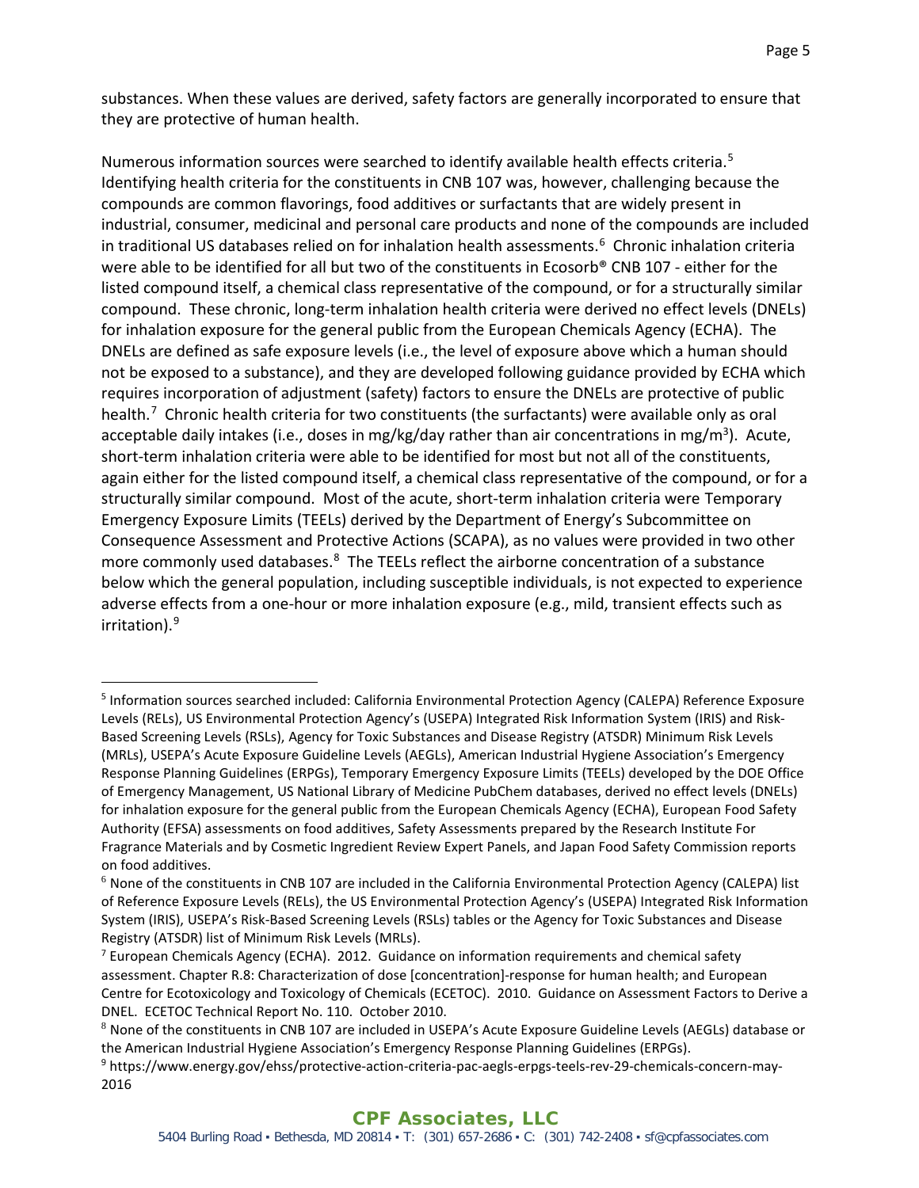substances. When these values are derived, safety factors are generally incorporated to ensure that they are protective of human health.

Numerous information sources were searched to identify available health effects criteria.[5] Identifying health criteria for the constituents in CNB 107 was, however, challenging because the compounds are common flavorings, food additives or surfactants that are widely present in industrial, consumer, medicinal and personal care products and none of the compounds are included in traditional US databases relied on for inhalation health assessments.[6] Chronic inhalation criteria were able to be identified for all but two of the constituents in Ecosorb® CNB 107 - either for the listed compound itself, a chemical class representative of the compound, or for a structurally similar compound. These chronic, long-term inhalation health criteria were derived no effect levels (DNELs) for inhalation exposure for the general public from the European Chemicals Agency (ECHA). The DNELs are defined as safe exposure levels (i.e., the level of exposure above which a human should not be exposed to a substance), and they are developed following guidance provided by ECHA which requires incorporation of adjustment (safety) factors to ensure the DNELs are protective of public health.[7] Chronic health criteria for two constituents (the surfactants) were available only as oral acceptable daily intakes (i.e., doses in mg/kg/day rather than air concentrations in $mg/m^3$). Acute, short-term inhalation criteria were able to be identified for most but not all of the constituents, again either for the listed compound itself, a chemical class representative of the compound, or for a structurally similar compound. Most of the acute, short-term inhalation criteria were Temporary Emergency Exposure Limits (TEELs) derived by the Department of Energy's Subcommittee on Consequence Assessment and Protective Actions (SCAPA), as no values were provided in two other more commonly used databases.[8] The TEELs reflect the airborne concentration of a substance below which the general population, including susceptible individuals, is not expected to experience adverse effects from a one-hour or more inhalation exposure (e.g., mild, transient effects such as irritation).[9]

---

[5] Information sources searched included: California Environmental Protection Agency (CALEPA) Reference Exposure Levels (RELs), US Environmental Protection Agency's (USEPA) Integrated Risk Information System (IRIS) and Risk-Based Screening Levels (RSLs), Agency for Toxic Substances and Disease Registry (ATSDR) Minimum Risk Levels (MRLs), USEPA's Acute Exposure Guideline Levels (AEGLs), American Industrial Hygiene Association's Emergency Response Planning Guidelines (ERPGs), Temporary Emergency Exposure Limits (TEELs) developed by the DOE Office of Emergency Management, US National Library of Medicine PubChem databases, derived no effect levels (DNELs) for inhalation exposure for the general public from the European Chemicals Agency (ECHA), European Food Safety Authority (EFSA) assessments on food additives, Safety Assessments prepared by the Research Institute For Fragrance Materials and by Cosmetic Ingredient Review Expert Panels, and Japan Food Safety Commission reports on food additives.

[6] None of the constituents in CNB 107 are included in the California Environmental Protection Agency (CALEPA) list of Reference Exposure Levels (RELs), the US Environmental Protection Agency's (USEPA) Integrated Risk Information System (IRIS), USEPA's Risk-Based Screening Levels (RSLs) tables or the Agency for Toxic Substances and Disease Registry (ATSDR) list of Minimum Risk Levels (MRLs).

[7] European Chemicals Agency (ECHA). 2012. Guidance on information requirements and chemical safety assessment. Chapter R.8: Characterization of dose [concentration]-response for human health; and European Centre for Ecotoxicology and Toxicology of Chemicals (ECETOC). 2010. Guidance on Assessment Factors to Derive a DNEL. ECETOC Technical Report No. 110. October 2010.

[8] None of the constituents in CNB 107 are included in USEPA's Acute Exposure Guideline Levels (AEGLs) database or the American Industrial Hygiene Association's Emergency Response Planning Guidelines (ERPGs).

[9] https://www.energy.gov/ehss/protective-action-criteria-pac-aegls-erpgs-teels-rev-29-chemicals-concern-may-2016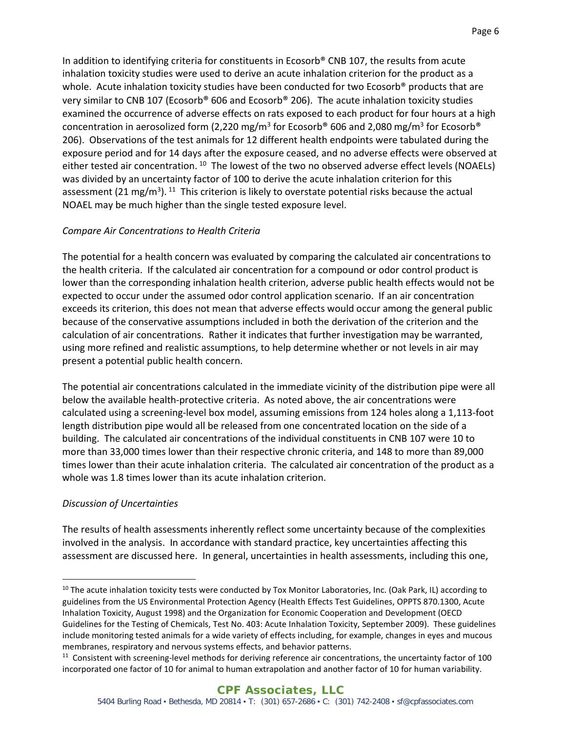In addition to identifying criteria for constituents in Ecosorb® CNB 107, the results from acute inhalation toxicity studies were used to derive an acute inhalation criterion for the product as a whole. Acute inhalation toxicity studies have been conducted for two Ecosorb® products that are very similar to CNB 107 (Ecosorb® 606 and Ecosorb® 206). The acute inhalation toxicity studies examined the occurrence of adverse effects on rats exposed to each product for four hours at a high concentration in aerosolized form (2,220 mg/m$^3$ for Ecosorb® 606 and 2,080 mg/m$^3$ for Ecosorb® 206). Observations of the test animals for 12 different health endpoints were tabulated during the exposure period and for 14 days after the exposure ceased, and no adverse effects were observed at either tested air concentration.[10] The lowest of the two no observed adverse effect levels (NOAELs) was divided by an uncertainty factor of 100 to derive the acute inhalation criterion for this assessment (21 mg/m$^3$).[11] This criterion is likely to overstate potential risks because the actual NOAEL may be much higher than the single tested exposure level.

*Compare Air Concentrations to Health Criteria*

The potential for a health concern was evaluated by comparing the calculated air concentrations to the health criteria. If the calculated air concentration for a compound or odor control product is lower than the corresponding inhalation health criterion, adverse public health effects would not be expected to occur under the assumed odor control application scenario. If an air concentration exceeds its criterion, this does not mean that adverse effects would occur among the general public because of the conservative assumptions included in both the derivation of the criterion and the calculation of air concentrations. Rather it indicates that further investigation may be warranted, using more refined and realistic assumptions, to help determine whether or not levels in air may present a potential public health concern.

The potential air concentrations calculated in the immediate vicinity of the distribution pipe were all below the available health-protective criteria. As noted above, the air concentrations were calculated using a screening-level box model, assuming emissions from 124 holes along a 1,113-foot length distribution pipe would all be released from one concentrated location on the side of a building. The calculated air concentrations of the individual constituents in CNB 107 were 10 to more than 33,000 times lower than their respective chronic criteria, and 148 to more than 89,000 times lower than their acute inhalation criteria. The calculated air concentration of the product as a whole was 1.8 times lower than its acute inhalation criterion.

*Discussion of Uncertainties*

The results of health assessments inherently reflect some uncertainty because of the complexities involved in the analysis. In accordance with standard practice, key uncertainties affecting this assessment are discussed here. In general, uncertainties in health assessments, including this one,

[10] The acute inhalation toxicity tests were conducted by Tox Monitor Laboratories, Inc. (Oak Park, IL) according to guidelines from the US Environmental Protection Agency (Health Effects Test Guidelines, OPPTS 870.1300, Acute Inhalation Toxicity, August 1998) and the Organization for Economic Cooperation and Development (OECD Guidelines for the Testing of Chemicals, Test No. 403: Acute Inhalation Toxicity, September 2009). These guidelines include monitoring tested animals for a wide variety of effects including, for example, changes in eyes and mucous membranes, respiratory and nervous systems effects, and behavior patterns.

[11] Consistent with screening-level methods for deriving reference air concentrations, the uncertainty factor of 100 incorporated one factor of 10 for animal to human extrapolation and another factor of 10 for human variability.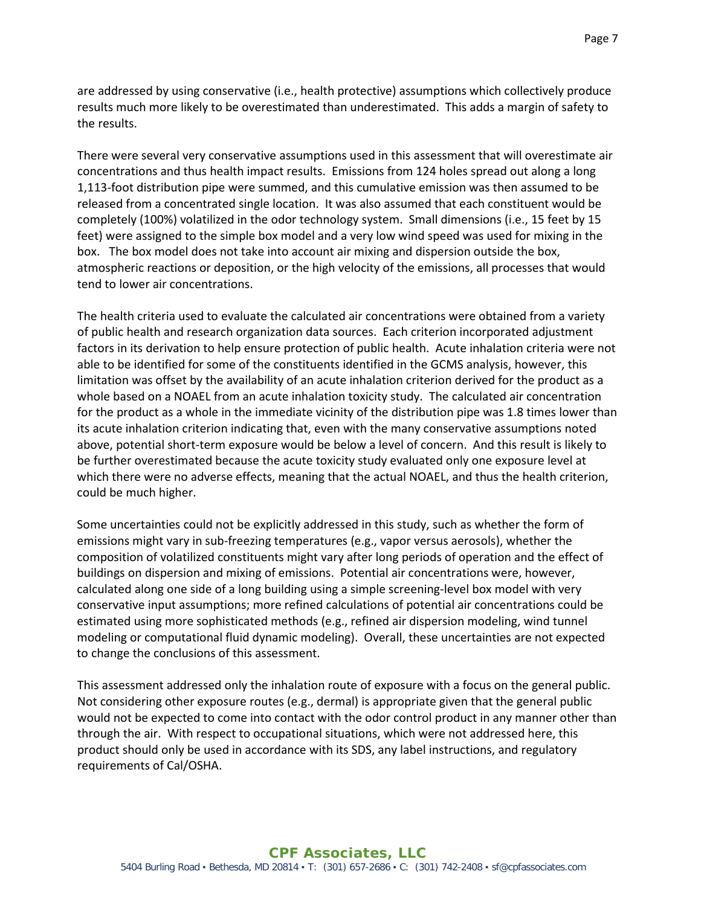are addressed by using conservative (i.e., health protective) assumptions which collectively produce results much more likely to be overestimated than underestimated. This adds a margin of safety to the results.

There were several very conservative assumptions used in this assessment that will overestimate air concentrations and thus health impact results. Emissions from 124 holes spread out along a long 1,113-foot distribution pipe were summed, and this cumulative emission was then assumed to be released from a concentrated single location. It was also assumed that each constituent would be completely (100%) volatilized in the odor technology system. Small dimensions (i.e., 15 feet by 15 feet) were assigned to the simple box model and a very low wind speed was used for mixing in the box. The box model does not take into account air mixing and dispersion outside the box, atmospheric reactions or deposition, or the high velocity of the emissions, all processes that would tend to lower air concentrations.

The health criteria used to evaluate the calculated air concentrations were obtained from a variety of public health and research organization data sources. Each criterion incorporated adjustment factors in its derivation to help ensure protection of public health. Acute inhalation criteria were not able to be identified for some of the constituents identified in the GCMS analysis, however, this limitation was offset by the availability of an acute inhalation criterion derived for the product as a whole based on a NOAEL from an acute inhalation toxicity study. The calculated air concentration for the product as a whole in the immediate vicinity of the distribution pipe was 1.8 times lower than its acute inhalation criterion indicating that, even with the many conservative assumptions noted above, potential short-term exposure would be below a level of concern. And this result is likely to be further overestimated because the acute toxicity study evaluated only one exposure level at which there were no adverse effects, meaning that the actual NOAEL, and thus the health criterion, could be much higher.

Some uncertainties could not be explicitly addressed in this study, such as whether the form of emissions might vary in sub-freezing temperatures (e.g., vapor versus aerosols), whether the composition of volatilized constituents might vary after long periods of operation and the effect of buildings on dispersion and mixing of emissions. Potential air concentrations were, however, calculated along one side of a long building using a simple screening-level box model with very conservative input assumptions; more refined calculations of potential air concentrations could be estimated using more sophisticated methods (e.g., refined air dispersion modeling, wind tunnel modeling or computational fluid dynamic modeling). Overall, these uncertainties are not expected to change the conclusions of this assessment.

This assessment addressed only the inhalation route of exposure with a focus on the general public. Not considering other exposure routes (e.g., dermal) is appropriate given that the general public would not be expected to come into contact with the odor control product in any manner other than through the air. With respect to occupational situations, which were not addressed here, this product should only be used in accordance with its SDS, any label instructions, and regulatory requirements of Cal/OSHA.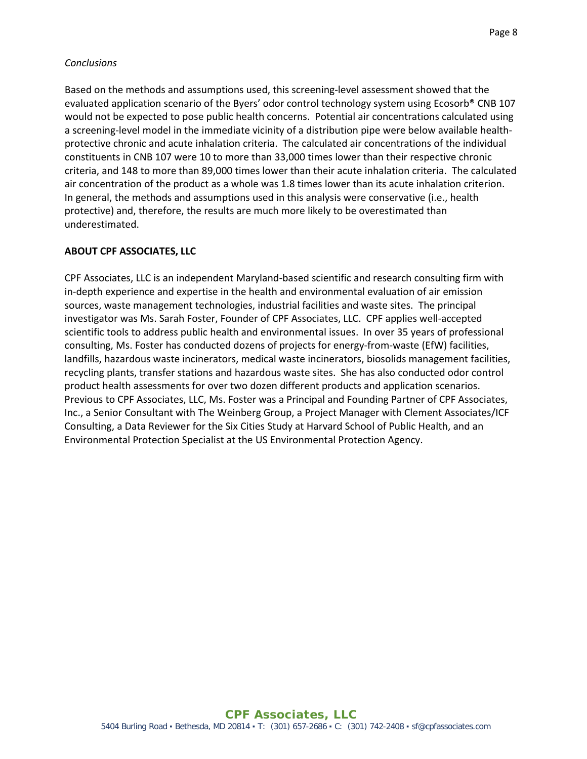*Conclusions*

Based on the methods and assumptions used, this screening-level assessment showed that the evaluated application scenario of the Byers' odor control technology system using Ecosorb® CNB 107 would not be expected to pose public health concerns. Potential air concentrations calculated using a screening-level model in the immediate vicinity of a distribution pipe were below available health-protective chronic and acute inhalation criteria. The calculated air concentrations of the individual constituents in CNB 107 were 10 to more than 33,000 times lower than their respective chronic criteria, and 148 to more than 89,000 times lower than their acute inhalation criteria. The calculated air concentration of the product as a whole was 1.8 times lower than its acute inhalation criterion. In general, the methods and assumptions used in this analysis were conservative (i.e., health protective) and, therefore, the results are much more likely to be overestimated than underestimated.

**ABOUT CPF ASSOCIATES, LLC**

CPF Associates, LLC is an independent Maryland-based scientific and research consulting firm with in-depth experience and expertise in the health and environmental evaluation of air emission sources, waste management technologies, industrial facilities and waste sites. The principal investigator was Ms. Sarah Foster, Founder of CPF Associates, LLC. CPF applies well-accepted scientific tools to address public health and environmental issues. In over 35 years of professional consulting, Ms. Foster has conducted dozens of projects for energy-from-waste (EfW) facilities, landfills, hazardous waste incinerators, medical waste incinerators, biosolids management facilities, recycling plants, transfer stations and hazardous waste sites. She has also conducted odor control product health assessments for over two dozen different products and application scenarios. Previous to CPF Associates, LLC, Ms. Foster was a Principal and Founding Partner of CPF Associates, Inc., a Senior Consultant with The Weinberg Group, a Project Manager with Clement Associates/ICF Consulting, a Data Reviewer for the Six Cities Study at Harvard School of Public Health, and an Environmental Protection Specialist at the US Environmental Protection Agency.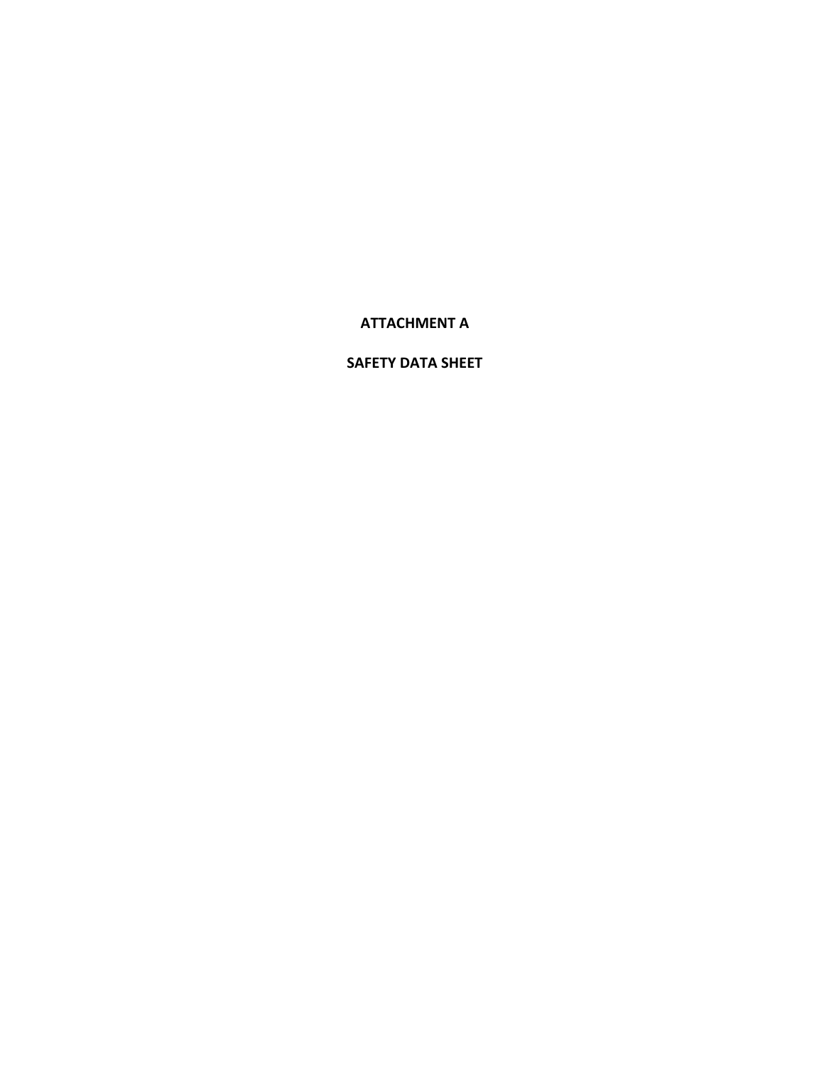**ATTACHMENT A**

**SAFETY DATA SHEET**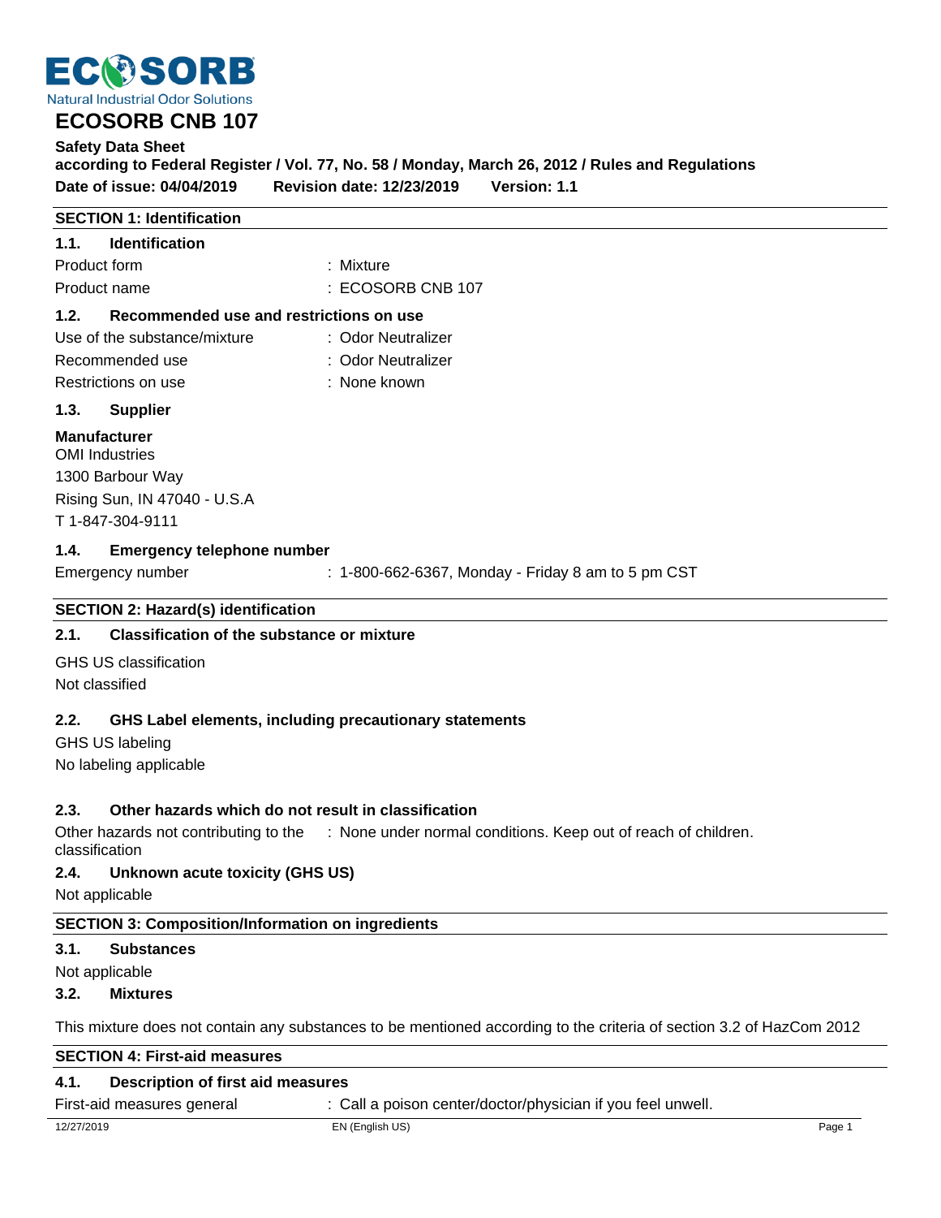ECOSORB

Natural Industrial Odor Solutions

# ECOSORB CNB 107

**Safety Data Sheet**

**according to Federal Register / Vol. 77, No. 58 / Monday, March 26, 2012 / Rules and Regulations**

**Date of issue: 04/04/2019    Revision date: 12/23/2019    Version: 1.1**

## SECTION 1: Identification

### 1.1. Identification

Product form : Mixture

Product name : ECOSORB CNB 107

### 1.2. Recommended use and restrictions on use

Use of the substance/mixture : Odor Neutralizer

Recommended use : Odor Neutralizer

Restrictions on use : None known

### 1.3. Supplier

**Manufacturer**

OMI Industries

1300 Barbour Way

Rising Sun, IN 47040 - U.S.A

T 1-847-304-9111

### 1.4. Emergency telephone number

Emergency number : 1-800-662-6367, Monday - Friday 8 am to 5 pm CST

## SECTION 2: Hazard(s) identification

### 2.1. Classification of the substance or mixture

GHS US classification

Not classified

### 2.2. GHS Label elements, including precautionary statements

GHS US labeling

No labeling applicable

### 2.3. Other hazards which do not result in classification

Other hazards not contributing to the classification : None under normal conditions. Keep out of reach of children.

### 2.4. Unknown acute toxicity (GHS US)

Not applicable

## SECTION 3: Composition/Information on ingredients

### 3.1. Substances

Not applicable

### 3.2. Mixtures

This mixture does not contain any substances to be mentioned according to the criteria of section 3.2 of HazCom 2012

## SECTION 4: First-aid measures

### 4.1. Description of first aid measures

First-aid measures general : Call a poison center/doctor/physician if you feel unwell.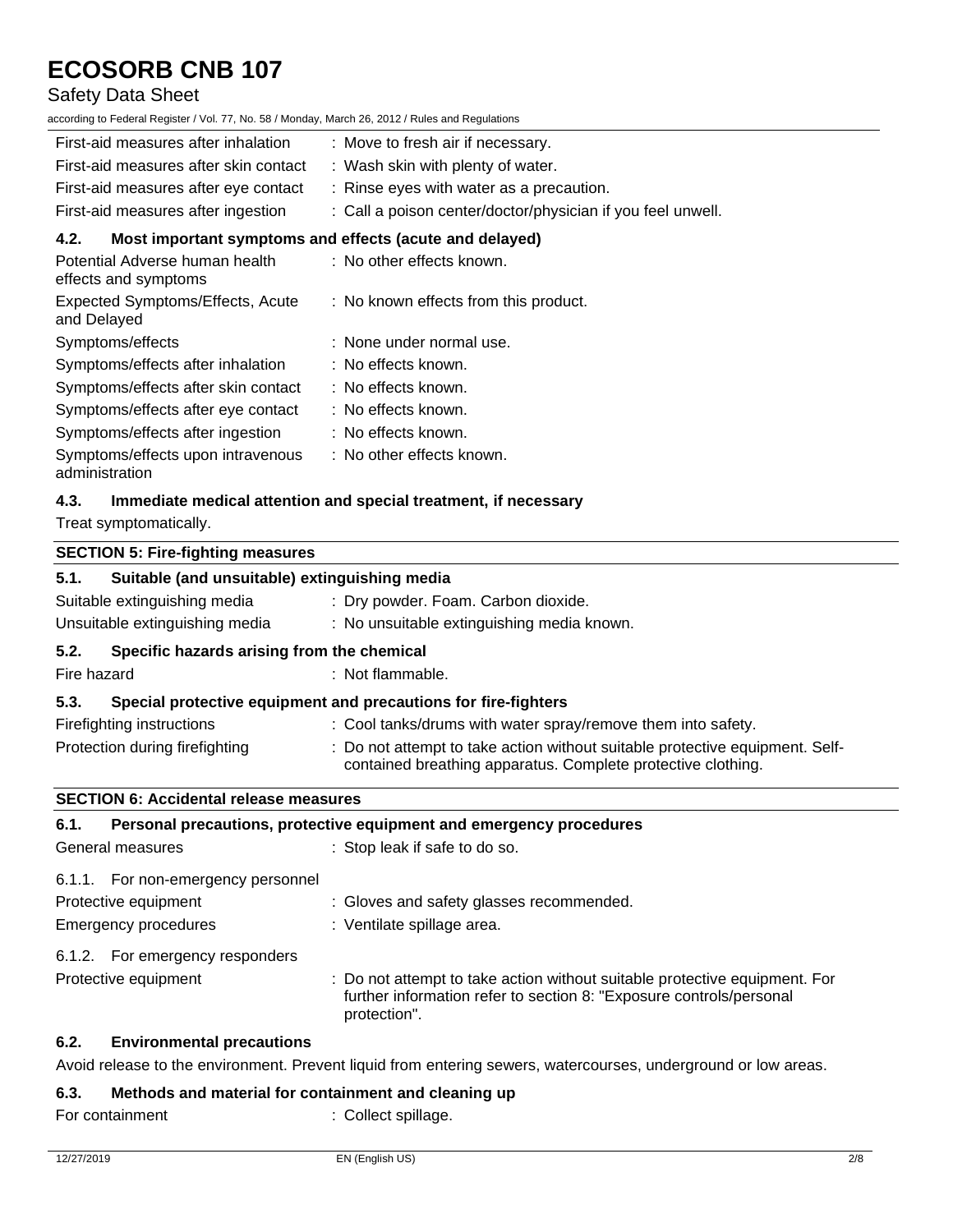| | |
|---|---|
| First-aid measures after inhalation | : Move to fresh air if necessary. |
| First-aid measures after skin contact | : Wash skin with plenty of water. |
| First-aid measures after eye contact | : Rinse eyes with water as a precaution. |
| First-aid measures after ingestion | : Call a poison center/doctor/physician if you feel unwell. |

### 4.2. Most important symptoms and effects (acute and delayed)

| | |
|---|---|
| Potential Adverse human health effects and symptoms | : No other effects known. |
| Expected Symptoms/Effects, Acute and Delayed | : No known effects from this product. |
| Symptoms/effects | : None under normal use. |
| Symptoms/effects after inhalation | : No effects known. |
| Symptoms/effects after skin contact | : No effects known. |
| Symptoms/effects after eye contact | : No effects known. |
| Symptoms/effects after ingestion | : No effects known. |
| Symptoms/effects upon intravenous administration | : No other effects known. |

### 4.3. Immediate medical attention and special treatment, if necessary

Treat symptomatically.

## SECTION 5: Fire-fighting measures

### 5.1. Suitable (and unsuitable) extinguishing media

| | |
|---|---|
| Suitable extinguishing media | : Dry powder. Foam. Carbon dioxide. |
| Unsuitable extinguishing media | : No unsuitable extinguishing media known. |

### 5.2. Specific hazards arising from the chemical

| | |
|---|---|
| Fire hazard | : Not flammable. |

### 5.3. Special protective equipment and precautions for fire-fighters

| | |
|---|---|
| Firefighting instructions | : Cool tanks/drums with water spray/remove them into safety. |
| Protection during firefighting | : Do not attempt to take action without suitable protective equipment. Self-contained breathing apparatus. Complete protective clothing. |

## SECTION 6: Accidental release measures

### 6.1. Personal precautions, protective equipment and emergency procedures

| | |
|---|---|
| General measures | : Stop leak if safe to do so. |

#### 6.1.1. For non-emergency personnel

| | |
|---|---|
| Protective equipment | : Gloves and safety glasses recommended. |
| Emergency procedures | : Ventilate spillage area. |

#### 6.1.2. For emergency responders

| | |
|---|---|
| Protective equipment | : Do not attempt to take action without suitable protective equipment. For further information refer to section 8: "Exposure controls/personal protection". |

### 6.2. Environmental precautions

Avoid release to the environment. Prevent liquid from entering sewers, watercourses, underground or low areas.

### 6.3. Methods and material for containment and cleaning up

| | |
|---|---|
| For containment | : Collect spillage. |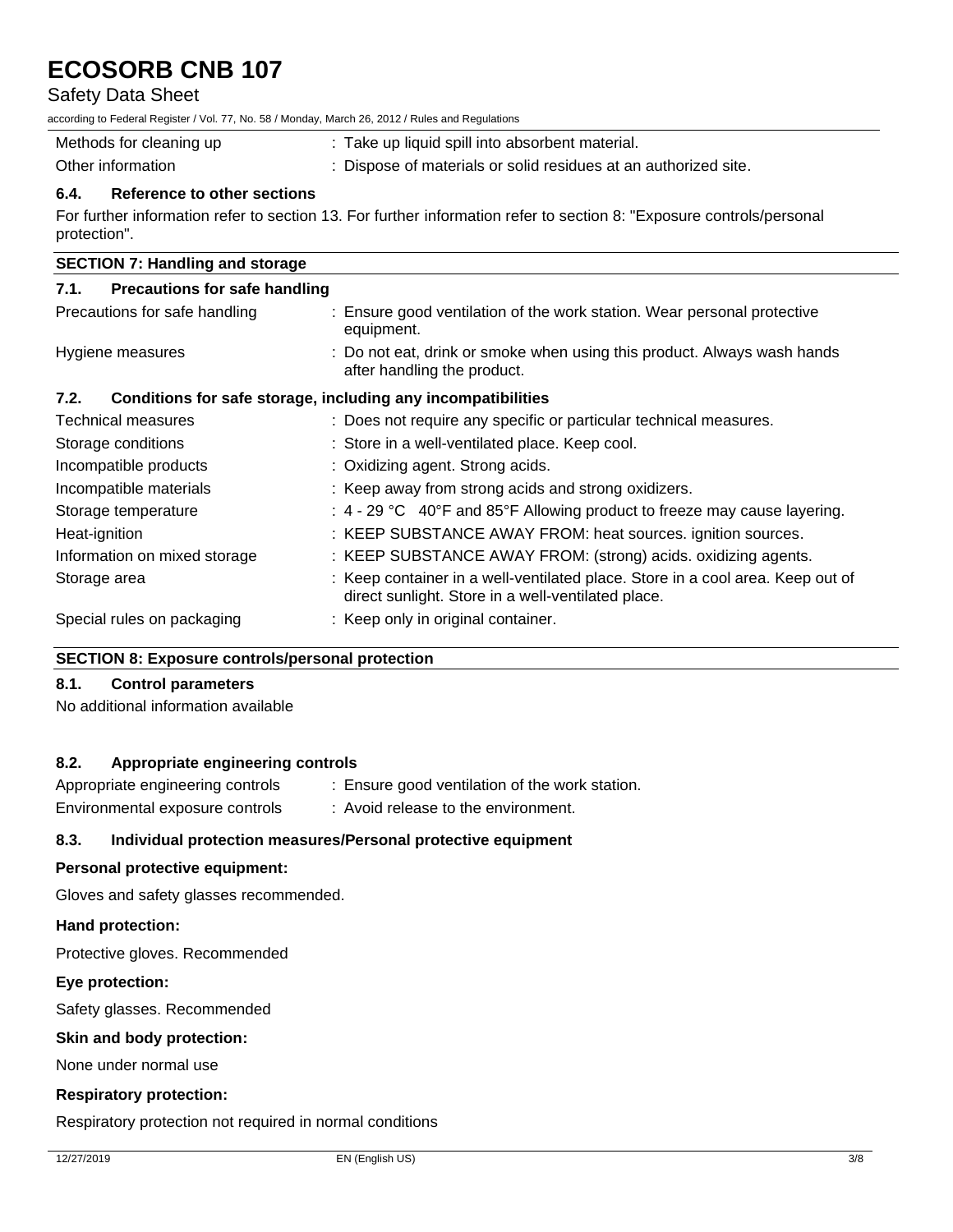Methods for cleaning up : Take up liquid spill into absorbent material.

Other information : Dispose of materials or solid residues at an authorized site.

### 6.4. Reference to other sections

For further information refer to section 13. For further information refer to section 8: "Exposure controls/personal protection".

## SECTION 7: Handling and storage

### 7.1. Precautions for safe handling

Precautions for safe handling : Ensure good ventilation of the work station. Wear personal protective equipment.

Hygiene measures : Do not eat, drink or smoke when using this product. Always wash hands after handling the product.

### 7.2. Conditions for safe storage, including any incompatibilities

Technical measures : Does not require any specific or particular technical measures.

Storage conditions : Store in a well-ventilated place. Keep cool.

Incompatible products : Oxidizing agent. Strong acids.

Incompatible materials : Keep away from strong acids and strong oxidizers.

Storage temperature : 4 - 29 °C 40°F and 85°F Allowing product to freeze may cause layering.

Heat-ignition : KEEP SUBSTANCE AWAY FROM: heat sources. ignition sources.

Information on mixed storage : KEEP SUBSTANCE AWAY FROM: (strong) acids. oxidizing agents.

Storage area : Keep container in a well-ventilated place. Store in a cool area. Keep out of direct sunlight. Store in a well-ventilated place.

Special rules on packaging : Keep only in original container.

## SECTION 8: Exposure controls/personal protection

### 8.1. Control parameters

No additional information available

### 8.2. Appropriate engineering controls

Appropriate engineering controls : Ensure good ventilation of the work station.

Environmental exposure controls : Avoid release to the environment.

### 8.3. Individual protection measures/Personal protective equipment

**Personal protective equipment:**

Gloves and safety glasses recommended.

**Hand protection:**

Protective gloves. Recommended

**Eye protection:**

Safety glasses. Recommended

**Skin and body protection:**

None under normal use

**Respiratory protection:**

Respiratory protection not required in normal conditions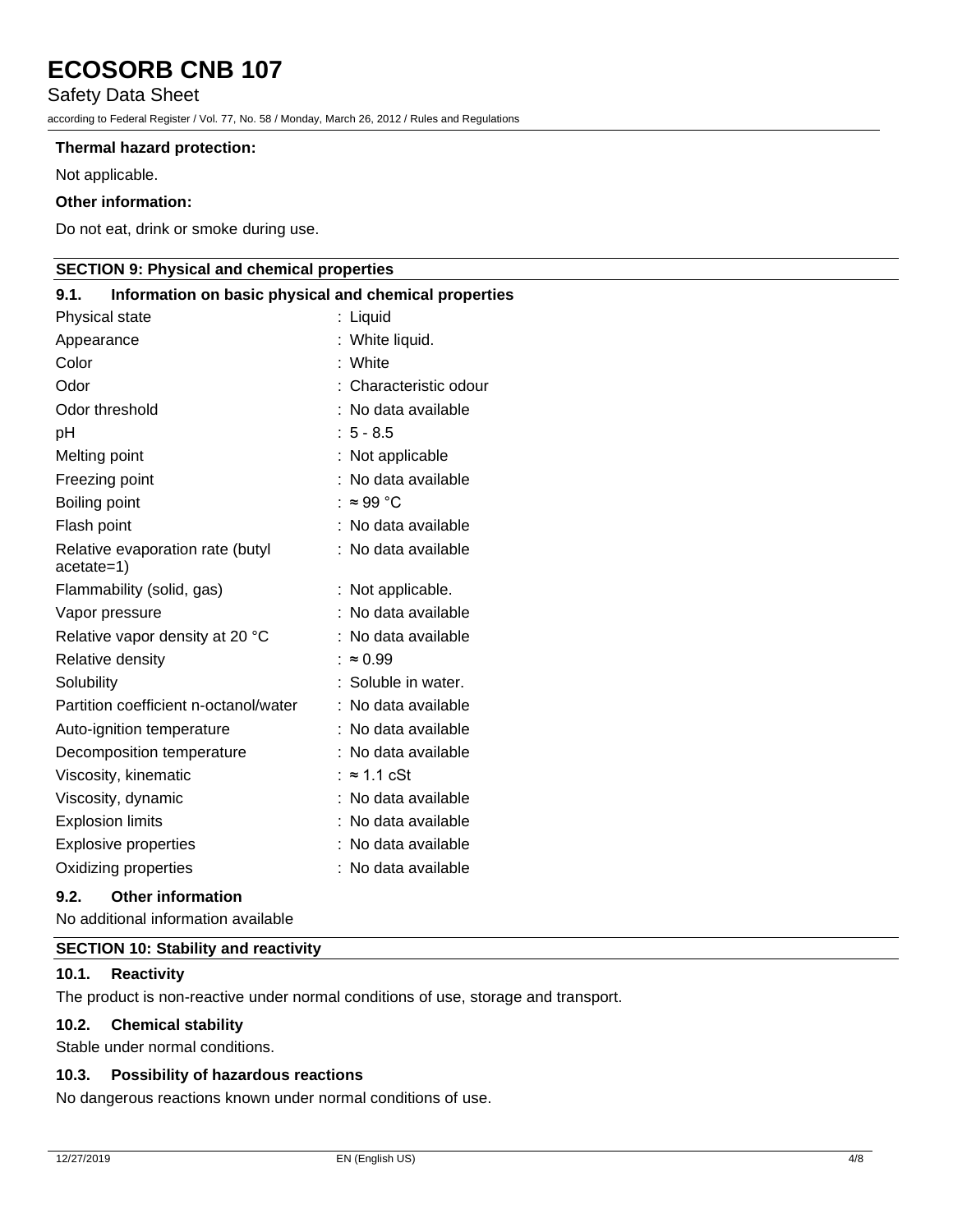**Thermal hazard protection:**

Not applicable.

**Other information:**

Do not eat, drink or smoke during use.

## SECTION 9: Physical and chemical properties

### 9.1. Information on basic physical and chemical properties

| | |
|---|---|
| Physical state | : Liquid |
| Appearance | : White liquid. |
| Color | : White |
| Odor | : Characteristic odour |
| Odor threshold | : No data available |
| pH | : 5 - 8.5 |
| Melting point | : Not applicable |
| Freezing point | : No data available |
| Boiling point | : ≈ 99 °C |
| Flash point | : No data available |
| Relative evaporation rate (butyl acetate=1) | : No data available |
| Flammability (solid, gas) | : Not applicable. |
| Vapor pressure | : No data available |
| Relative vapor density at 20 °C | : No data available |
| Relative density | : ≈ 0.99 |
| Solubility | : Soluble in water. |
| Partition coefficient n-octanol/water | : No data available |
| Auto-ignition temperature | : No data available |
| Decomposition temperature | : No data available |
| Viscosity, kinematic | : ≈ 1.1 cSt |
| Viscosity, dynamic | : No data available |
| Explosion limits | : No data available |
| Explosive properties | : No data available |
| Oxidizing properties | : No data available |

### 9.2. Other information

No additional information available

## SECTION 10: Stability and reactivity

### 10.1. Reactivity

The product is non-reactive under normal conditions of use, storage and transport.

### 10.2. Chemical stability

Stable under normal conditions.

### 10.3. Possibility of hazardous reactions

No dangerous reactions known under normal conditions of use.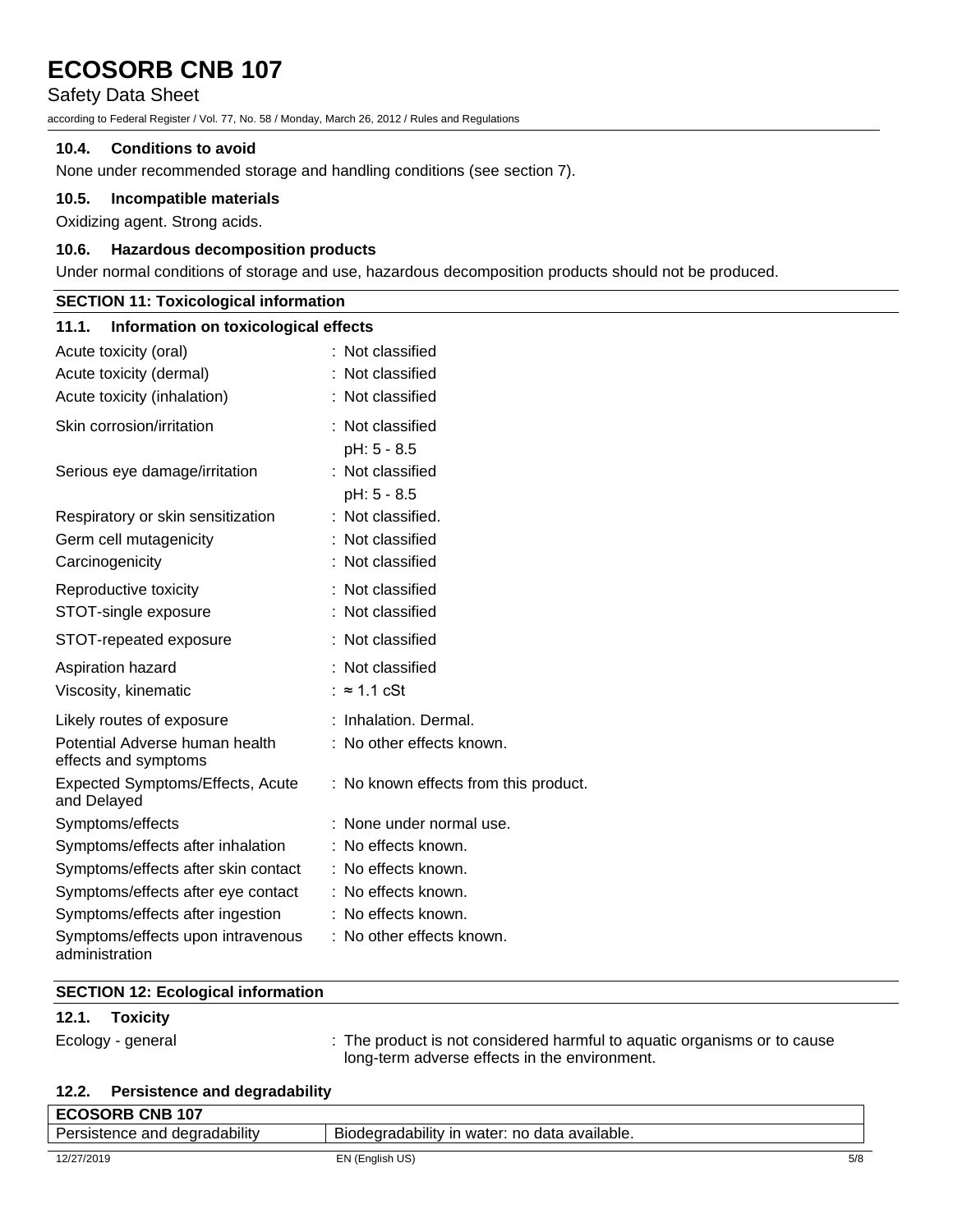### 10.4. Conditions to avoid

None under recommended storage and handling conditions (see section 7).

### 10.5. Incompatible materials

Oxidizing agent. Strong acids.

### 10.6. Hazardous decomposition products

Under normal conditions of storage and use, hazardous decomposition products should not be produced.

## SECTION 11: Toxicological information

### 11.1. Information on toxicological effects

| | |
|---|---|
| Acute toxicity (oral) | : Not classified |
| Acute toxicity (dermal) | : Not classified |
| Acute toxicity (inhalation) | : Not classified |
| Skin corrosion/irritation | : Not classified<br>pH: 5 - 8.5 |
| Serious eye damage/irritation | : Not classified<br>pH: 5 - 8.5 |
| Respiratory or skin sensitization | : Not classified. |
| Germ cell mutagenicity | : Not classified |
| Carcinogenicity | : Not classified |
| Reproductive toxicity | : Not classified |
| STOT-single exposure | : Not classified |
| STOT-repeated exposure | : Not classified |
| Aspiration hazard | : Not classified |
| Viscosity, kinematic | : ≈ 1.1 cSt |
| Likely routes of exposure | : Inhalation. Dermal. |
| Potential Adverse human health effects and symptoms | : No other effects known. |
| Expected Symptoms/Effects, Acute and Delayed | : No known effects from this product. |
| Symptoms/effects | : None under normal use. |
| Symptoms/effects after inhalation | : No effects known. |
| Symptoms/effects after skin contact | : No effects known. |
| Symptoms/effects after eye contact | : No effects known. |
| Symptoms/effects after ingestion | : No effects known. |
| Symptoms/effects upon intravenous administration | : No other effects known. |

## SECTION 12: Ecological information

### 12.1. Toxicity

Ecology - general : The product is not considered harmful to aquatic organisms or to cause long-term adverse effects in the environment.

### 12.2. Persistence and degradability

| ECOSORB CNB 107 | |
|---|---|
| Persistence and degradability | Biodegradability in water: no data available. |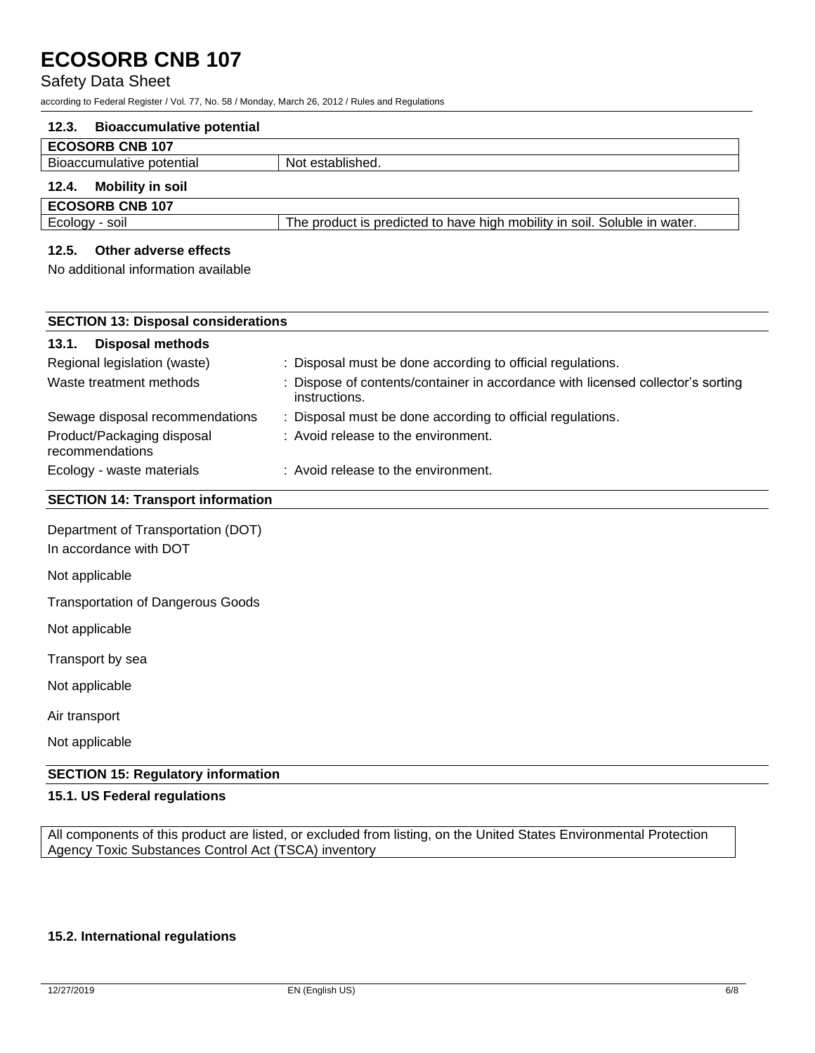### 12.3. Bioaccumulative potential

| ECOSORB CNB 107 | |
|---|---|
| Bioaccumulative potential | Not established. |

### 12.4. Mobility in soil

| ECOSORB CNB 107 | |
|---|---|
| Ecology - soil | The product is predicted to have high mobility in soil. Soluble in water. |

### 12.5. Other adverse effects

No additional information available

## SECTION 13: Disposal considerations

### 13.1. Disposal methods

| | |
|---|---|
| Regional legislation (waste) | : Disposal must be done according to official regulations. |
| Waste treatment methods | : Dispose of contents/container in accordance with licensed collector's sorting instructions. |
| Sewage disposal recommendations | : Disposal must be done according to official regulations. |
| Product/Packaging disposal recommendations | : Avoid release to the environment. |
| Ecology - waste materials | : Avoid release to the environment. |

## SECTION 14: Transport information

Department of Transportation (DOT)

In accordance with DOT

Not applicable

Transportation of Dangerous Goods

Not applicable

Transport by sea

Not applicable

Air transport

Not applicable

## SECTION 15: Regulatory information

### 15.1. US Federal regulations

All components of this product are listed, or excluded from listing, on the United States Environmental Protection Agency Toxic Substances Control Act (TSCA) inventory

### 15.2. International regulations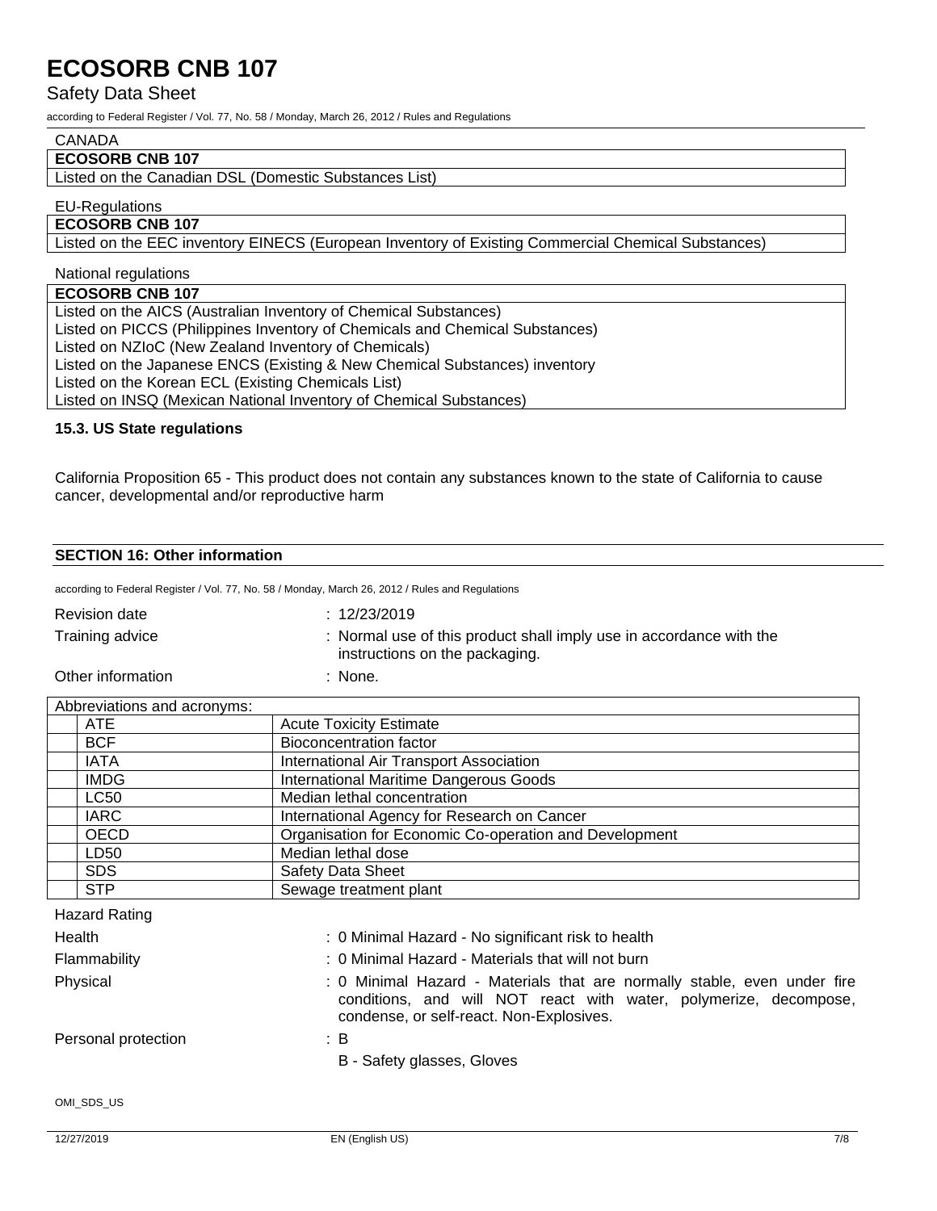CANADA

| ECOSORB CNB 107 |
|---|
| Listed on the Canadian DSL (Domestic Substances List) |

EU-Regulations

| ECOSORB CNB 107 |
|---|
| Listed on the EEC inventory EINECS (European Inventory of Existing Commercial Chemical Substances) |

National regulations

| ECOSORB CNB 107 |
|---|
| Listed on the AICS (Australian Inventory of Chemical Substances)<br>Listed on PICCS (Philippines Inventory of Chemicals and Chemical Substances)<br>Listed on NZIoC (New Zealand Inventory of Chemicals)<br>Listed on the Japanese ENCS (Existing & New Chemical Substances) inventory<br>Listed on the Korean ECL (Existing Chemicals List)<br>Listed on INSQ (Mexican National Inventory of Chemical Substances) |

### 15.3. US State regulations

California Proposition 65 - This product does not contain any substances known to the state of California to cause cancer, developmental and/or reproductive harm

## SECTION 16: Other information

according to Federal Register / Vol. 77, No. 58 / Monday, March 26, 2012 / Rules and Regulations

Revision date : 12/23/2019

Training advice : Normal use of this product shall imply use in accordance with the instructions on the packaging.

Other information : None.

Abbreviations and acronyms:

| | |
|---|---|
| ATE | Acute Toxicity Estimate |
| BCF | Bioconcentration factor |
| IATA | International Air Transport Association |
| IMDG | International Maritime Dangerous Goods |
| LC50 | Median lethal concentration |
| IARC | International Agency for Research on Cancer |
| OECD | Organisation for Economic Co-operation and Development |
| LD50 | Median lethal dose |
| SDS | Safety Data Sheet |
| STP | Sewage treatment plant |

Hazard Rating

Health : 0 Minimal Hazard - No significant risk to health

Flammability : 0 Minimal Hazard - Materials that will not burn

Physical : 0 Minimal Hazard - Materials that are normally stable, even under fire conditions, and will NOT react with water, polymerize, decompose, condense, or self-react. Non-Explosives.

Personal protection : B

B - Safety glasses, Gloves

OMI_SDS_US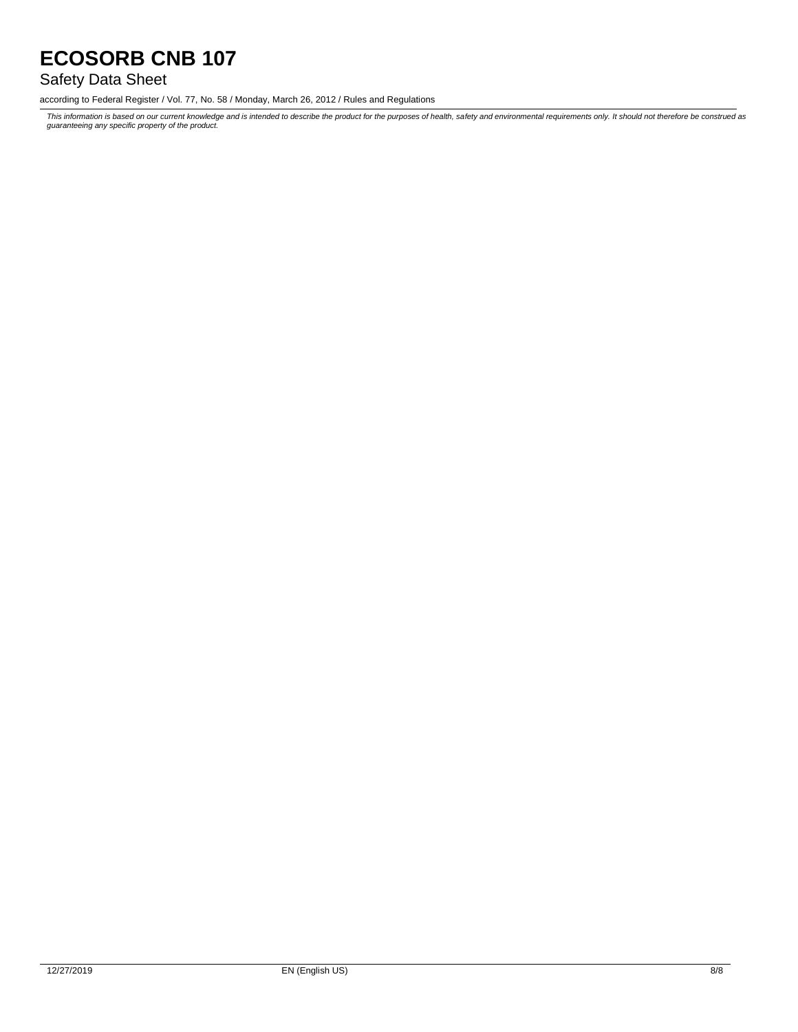*This information is based on our current knowledge and is intended to describe the product for the purposes of health, safety and environmental requirements only. It should not therefore be construed as guaranteeing any specific property of the product.*